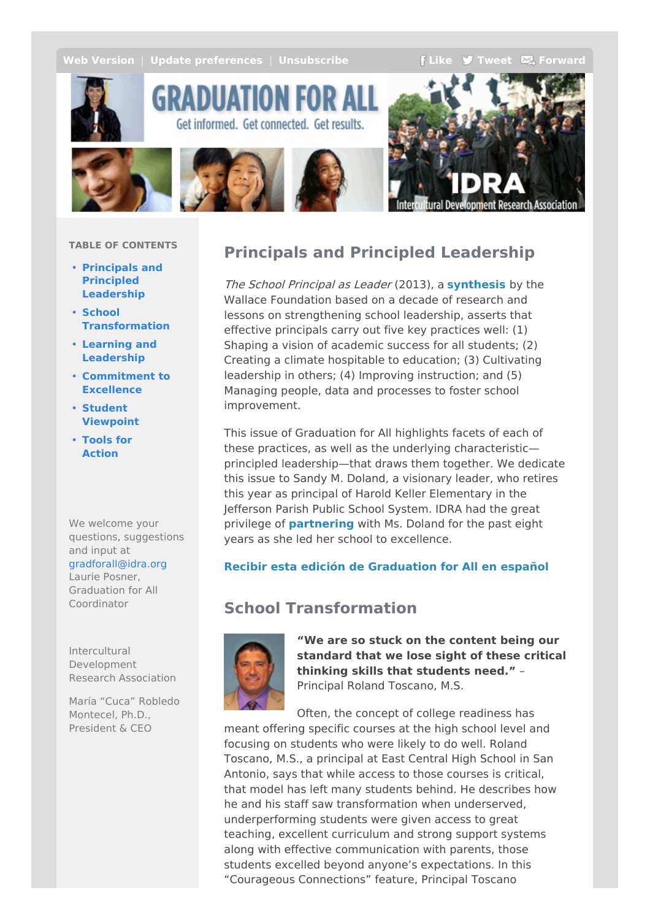Web Version | Update preferences | Unsubscribe    Like  Tweet  Forward

GRADUATION FOR ALL

Get informed. Get connected. Get results.

IDRA Intercultural Development Research Association

**TABLE OF CONTENTS**

- Principals and Principled Leadership
- School Transformation
- Learning and Leadership
- Commitment to Excellence
- Student Viewpoint
- Tools for Action

We welcome your questions, suggestions and input at gradforall@idra.org
Laurie Posner, Graduation for All Coordinator

Intercultural Development Research Association

María "Cuca" Robledo Montecel, Ph.D., President & CEO

## Principals and Principled Leadership

*The School Principal as Leader* (2013), a **synthesis** by the Wallace Foundation based on a decade of research and lessons on strengthening school leadership, asserts that effective principals carry out five key practices well: (1) Shaping a vision of academic success for all students; (2) Creating a climate hospitable to education; (3) Cultivating leadership in others; (4) Improving instruction; and (5) Managing people, data and processes to foster school improvement.

This issue of Graduation for All highlights facets of each of these practices, as well as the underlying characteristic—principled leadership—that draws them together. We dedicate this issue to Sandy M. Doland, a visionary leader, who retires this year as principal of Harold Keller Elementary in the Jefferson Parish Public School System. IDRA had the great privilege of **partnering** with Ms. Doland for the past eight years as she led her school to excellence.

**Recibir esta edición de Graduation for All en español**

## School Transformation

**"We are so stuck on the content being our standard that we lose sight of these critical thinking skills that students need."** – Principal Roland Toscano, M.S.

Often, the concept of college readiness has meant offering specific courses at the high school level and focusing on students who were likely to do well. Roland Toscano, M.S., a principal at East Central High School in San Antonio, says that while access to those courses is critical, that model has left many students behind. He describes how he and his staff saw transformation when underserved, underperforming students were given access to great teaching, excellent curriculum and strong support systems along with effective communication with parents, those students excelled beyond anyone's expectations. In this "Courageous Connections" feature, Principal Toscano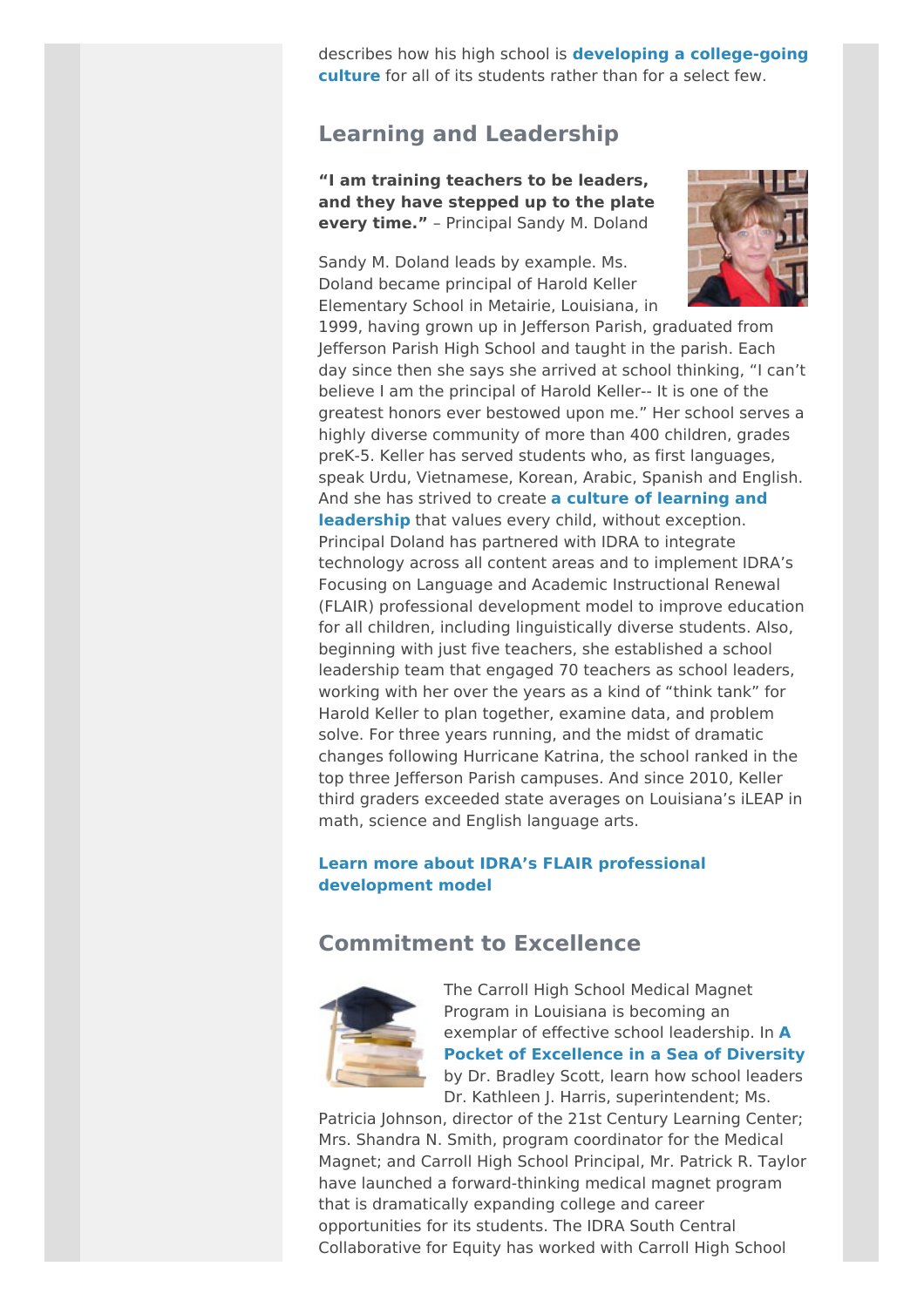describes how his high school is **developing a college-going culture** for all of its students rather than for a select few.

## Learning and Leadership

**"I am training teachers to be leaders, and they have stepped up to the plate every time."** – Principal Sandy M. Doland

Sandy M. Doland leads by example. Ms. Doland became principal of Harold Keller Elementary School in Metairie, Louisiana, in 1999, having grown up in Jefferson Parish, graduated from Jefferson Parish High School and taught in the parish. Each day since then she says she arrived at school thinking, "I can't believe I am the principal of Harold Keller-- It is one of the greatest honors ever bestowed upon me." Her school serves a highly diverse community of more than 400 children, grades preK-5. Keller has served students who, as first languages, speak Urdu, Vietnamese, Korean, Arabic, Spanish and English. And she has strived to create **a culture of learning and leadership** that values every child, without exception. Principal Doland has partnered with IDRA to integrate technology across all content areas and to implement IDRA's Focusing on Language and Academic Instructional Renewal (FLAIR) professional development model to improve education for all children, including linguistically diverse students. Also, beginning with just five teachers, she established a school leadership team that engaged 70 teachers as school leaders, working with her over the years as a kind of "think tank" for Harold Keller to plan together, examine data, and problem solve. For three years running, and the midst of dramatic changes following Hurricane Katrina, the school ranked in the top three Jefferson Parish campuses. And since 2010, Keller third graders exceeded state averages on Louisiana's iLEAP in math, science and English language arts.

**Learn more about IDRA's FLAIR professional development model**

## Commitment to Excellence

The Carroll High School Medical Magnet Program in Louisiana is becoming an exemplar of effective school leadership. In **A Pocket of Excellence in a Sea of Diversity** by Dr. Bradley Scott, learn how school leaders Dr. Kathleen J. Harris, superintendent; Ms. Patricia Johnson, director of the 21st Century Learning Center; Mrs. Shandra N. Smith, program coordinator for the Medical Magnet; and Carroll High School Principal, Mr. Patrick R. Taylor have launched a forward-thinking medical magnet program that is dramatically expanding college and career opportunities for its students. The IDRA South Central Collaborative for Equity has worked with Carroll High School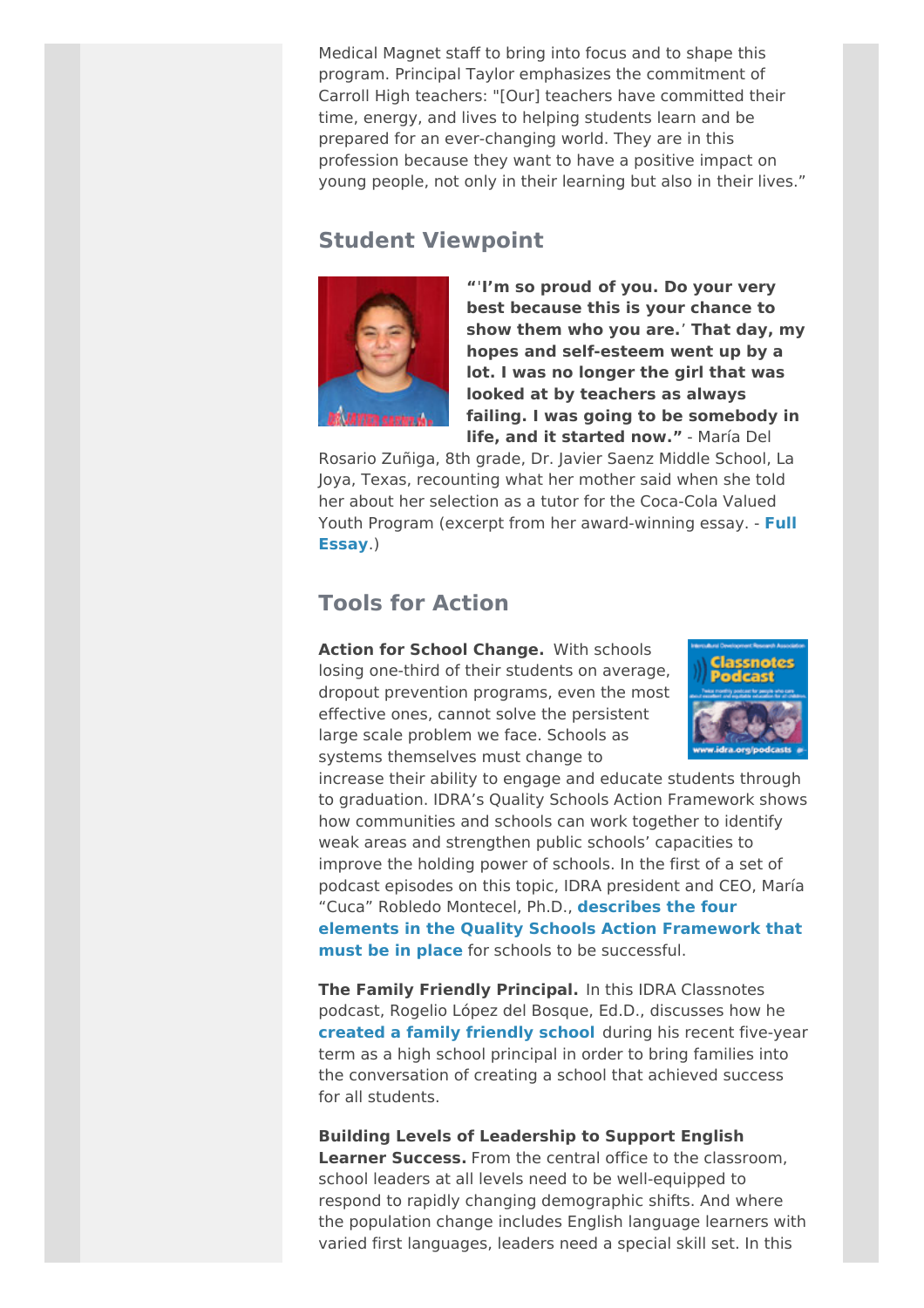Medical Magnet staff to bring into focus and to shape this program. Principal Taylor emphasizes the commitment of Carroll High teachers: "[Our] teachers have committed their time, energy, and lives to helping students learn and be prepared for an ever-changing world. They are in this profession because they want to have a positive impact on young people, not only in their learning but also in their lives."

## Student Viewpoint

**"'I'm so proud of you. Do your very best because this is your chance to show them who you are.' That day, my hopes and self-esteem went up by a lot. I was no longer the girl that was looked at by teachers as always failing. I was going to be somebody in life, and it started now."** - María Del Rosario Zuñiga, 8th grade, Dr. Javier Saenz Middle School, La Joya, Texas, recounting what her mother said when she told her about her selection as a tutor for the Coca-Cola Valued Youth Program (excerpt from her award-winning essay. - **Full Essay**.)

## Tools for Action

**Action for School Change.** With schools losing one-third of their students on average, dropout prevention programs, even the most effective ones, cannot solve the persistent large scale problem we face. Schools as systems themselves must change to increase their ability to engage and educate students through to graduation. IDRA's Quality Schools Action Framework shows how communities and schools can work together to identify weak areas and strengthen public schools' capacities to improve the holding power of schools. In the first of a set of podcast episodes on this topic, IDRA president and CEO, María "Cuca" Robledo Montecel, Ph.D., **describes the four elements in the Quality Schools Action Framework that must be in place** for schools to be successful.

**The Family Friendly Principal.** In this IDRA Classnotes podcast, Rogelio López del Bosque, Ed.D., discusses how he **created a family friendly school** during his recent five-year term as a high school principal in order to bring families into the conversation of creating a school that achieved success for all students.

**Building Levels of Leadership to Support English Learner Success.** From the central office to the classroom, school leaders at all levels need to be well-equipped to respond to rapidly changing demographic shifts. And where the population change includes English language learners with varied first languages, leaders need a special skill set. In this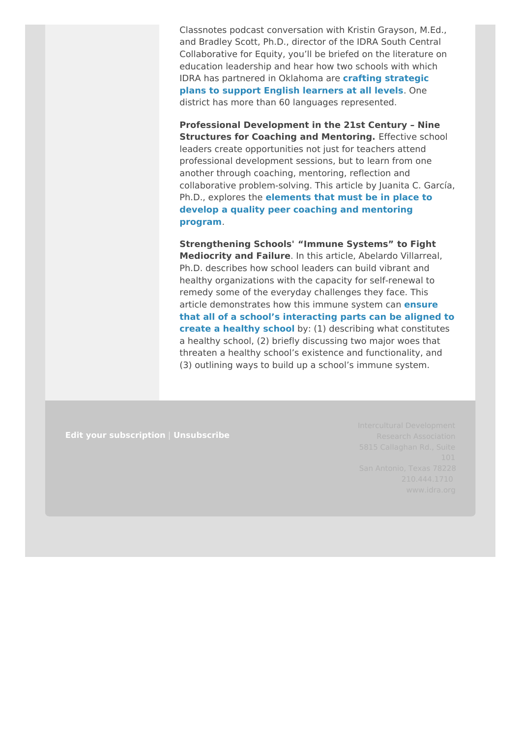Classnotes podcast conversation with Kristin Grayson, M.Ed., and Bradley Scott, Ph.D., director of the IDRA South Central Collaborative for Equity, you'll be briefed on the literature on education leadership and hear how two schools with which IDRA has partnered in Oklahoma are **crafting strategic plans to support English learners at all levels**. One district has more than 60 languages represented.

**Professional Development in the 21st Century – Nine Structures for Coaching and Mentoring.** Effective school leaders create opportunities not just for teachers attend professional development sessions, but to learn from one another through coaching, mentoring, reflection and collaborative problem-solving. This article by Juanita C. García, Ph.D., explores the **elements that must be in place to develop a quality peer coaching and mentoring program**.

**Strengthening Schools' "Immune Systems" to Fight Mediocrity and Failure**. In this article, Abelardo Villarreal, Ph.D. describes how school leaders can build vibrant and healthy organizations with the capacity for self-renewal to remedy some of the everyday challenges they face. This article demonstrates how this immune system can **ensure that all of a school's interacting parts can be aligned to create a healthy school** by: (1) describing what constitutes a healthy school, (2) briefly discussing two major woes that threaten a healthy school's existence and functionality, and (3) outlining ways to build up a school's immune system.

**Edit your subscription** | **Unsubscribe**

Intercultural Development Research Association
5815 Callaghan Rd., Suite 101
San Antonio, Texas 78228
210.444.1710
www.idra.org